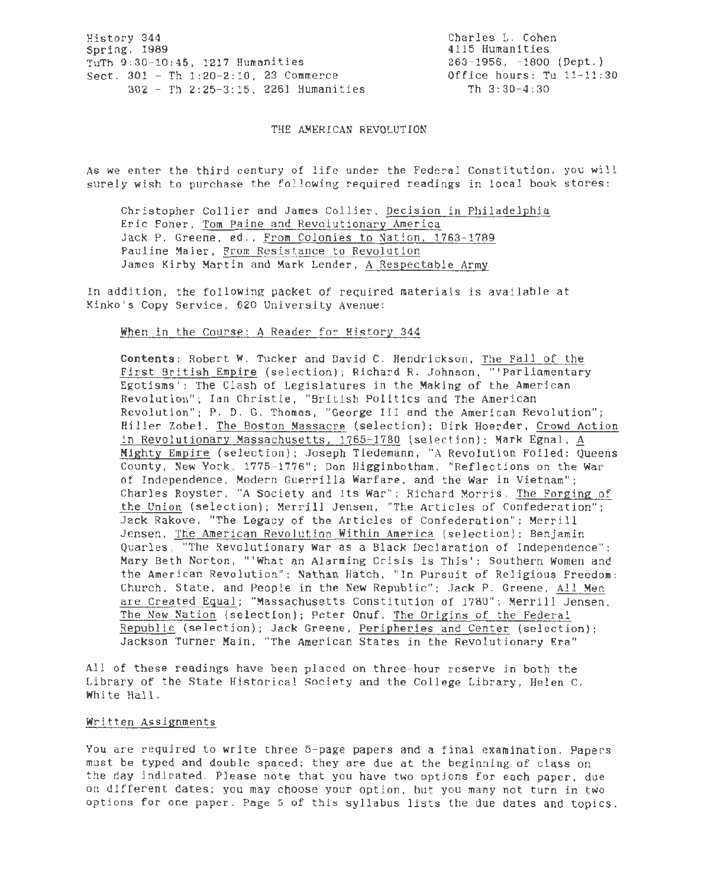History 344
Spring, 1989
TuTh 9:30-10:45, 1217 Humanities
Sect. 301 - Th 1:20-2:10, 23 Commerce
302 - Th 2:25-3:15, 2261 Humanities

Charles L. Cohen
4115 Humanities
263-1956, -1800 (Dept.)
Office hours: Tu 11-11:30
Th 3:30-4:30

# THE AMERICAN REVOLUTION

As we enter the third century of life under the Federal Constitution, you will surely wish to purchase the following required readings in local book stores:

- Christopher Collier and James Collier, Decision in Philadelphia
- Eric Foner, Tom Paine and Revolutionary America
- Jack P. Greene, ed., From Colonies to Nation, 1763-1789
- Pauline Maier, From Resistance to Revolution
- James Kirby Martin and Mark Lender, A Respectable Army

In addition, the following packet of required materials is available at Kinko's Copy Service, 620 University Avenue:

When in the Course: A Reader for History 344

**Contents**: Robert W. Tucker and David C. Hendrickson, The Fall of the First British Empire (selection); Richard R. Johnson, "'Parliamentary Egotisms': The Clash of Legislatures in the Making of the American Revolution"; Ian Christie, "British Politics and The American Revolution"; P. D. G. Thomas, "George III and the American Revolution"; Hiller Zobel, The Boston Massacre (selection); Dirk Hoerder, Crowd Action in Revolutionary Massachusetts, 1765-1780 (selection); Mark Egnal, A Mighty Empire (selection); Joseph Tiedemann, "A Revolution Foiled: Queens County, New York, 1775-1776"; Don Higginbotham, "Reflections on the War of Independence, Modern Guerrilla Warfare, and the War in Vietnam"; Charles Royster, "A Society and Its War"; Richard Morris, The Forging of the Union (selection); Merrill Jensen, "The Articles of Confederation"; Jack Rakove, "The Legacy of the Articles of Confederation"; Merrill Jensen, The American Revolution Within America (selection); Benjamin Quarles, "The Revolutionary War as a Black Declaration of Independence"; Mary Beth Norton, "'What an Alarming Crisis is This': Southern Women and the American Revolution"; Nathan Hatch, "In Pursuit of Religious Freedom: Church, State, and People in the New Republic"; Jack P. Greene, All Men are Created Equal; "Massachusetts Constitution of 1780"; Merrill Jensen, The New Nation (selection); Peter Onuf, The Origins of the Federal Republic (selection); Jack Greene, Peripheries and Center (selection); Jackson Turner Main, "The American States in the Revolutionary Era"

All of these readings have been placed on three-hour reserve in both the Library of the State Historical Society and the College Library, Helen C. White Hall.

## Written Assignments

You are required to write three 5-page papers and a final examination. Papers must be typed and double spaced; they are due at the beginning of class on the day indicated. Please note that you have two options for each paper, due on different dates; you may choose your option, but you many not turn in two options for one paper. Page 5 of this syllabus lists the due dates and topics.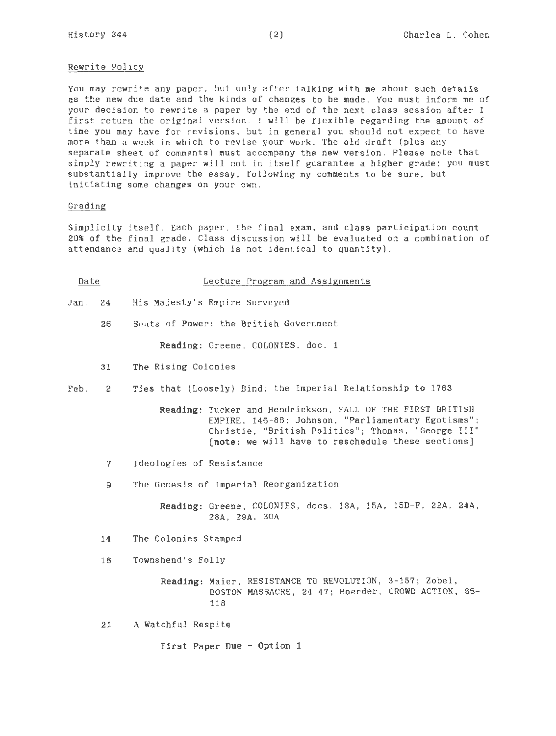## Rewrite Policy

You may rewrite any paper, but only after talking with me about such details as the new due date and the kinds of changes to be made. You must inform me of your decision to rewrite a paper by the end of the next class session after I first return the original version. I will be flexible regarding the amount of time you may have for revisions, but in general you should not expect to have more than a week in which to revise your work. The old draft (plus any separate sheet of comments) must accompany the new version. Please note that simply rewriting a paper will not in itself guarantee a higher grade; you must substantially improve the essay, following my comments to be sure, but initiating some changes on your own.

## Grading

Simplicity itself. Each paper, the final exam, and class participation count 20% of the final grade. Class discussion will be evaluated on a combination of attendance and quality (which is not identical to quantity).

| Date | Lecture Program and Assignments |
|---|---|
| Jan. 24 | His Majesty's Empire Surveyed |
| 26 | Seats of Power: the British Government<br><br>**Reading:** Greene, COLONIES, doc. 1 |
| 31 | The Rising Colonies |
| Feb. 2 | Ties that (Loosely) Bind: the Imperial Relationship to 1763<br><br>**Reading:** Tucker and Hendrickson, FALL OF THE FIRST BRITISH EMPIRE, 146-86; Johnson, "Parliamentary Egotisms"; Christie, "British Politics"; Thomas, "George III" [**note:** we will have to reschedule these sections] |
| 7 | Ideologies of Resistance |
| 9 | The Genesis of Imperial Reorganization<br><br>**Reading:** Greene, COLONIES, docs. 13A, 15A, 15D-F, 22A, 24A, 28A, 29A, 30A |
| 14 | The Colonies Stamped |
| 16 | Townshend's Folly<br><br>**Reading:** Maier, RESISTANCE TO REVOLUTION, 3-157; Zobel, BOSTON MASSACRE, 24-47; Hoerder, CROWD ACTION, 85-118 |
| 21 | A Watchful Respite<br><br>**First Paper Due - Option 1** |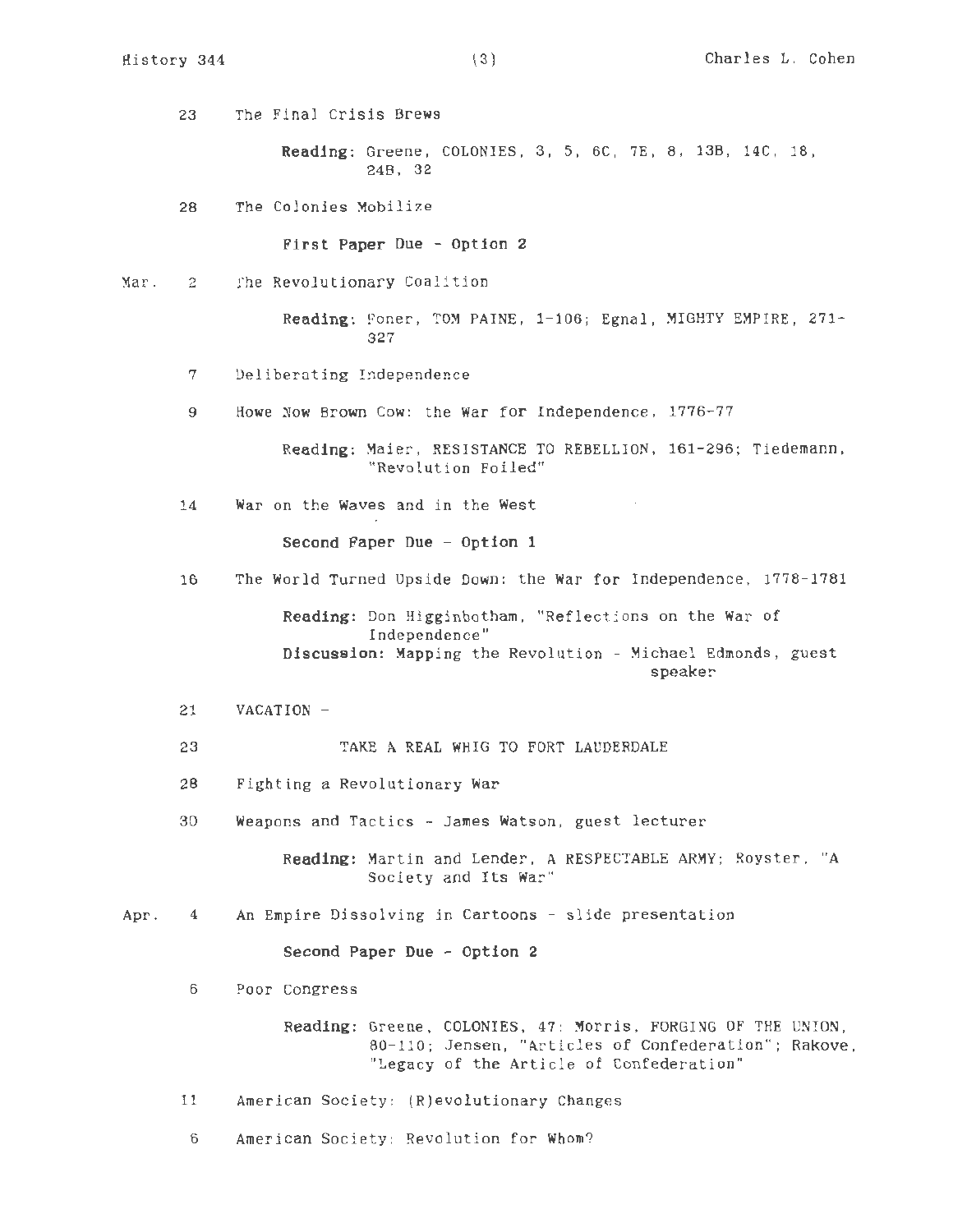23 The Final Crisis Brews

**Reading:** Greene, COLONIES, 3, 5, 6C, 7E, 8, 13B, 14C, 18, 24B, 32

28 The Colonies Mobilize

**First Paper Due - Option 2**

Mar. 2 The Revolutionary Coalition

**Reading:** Foner, TOM PAINE, 1-106; Egnal, MIGHTY EMPIRE, 271-327

7 Deliberating Independence

9 Howe Now Brown Cow: the War for Independence, 1776-77

**Reading:** Maier, RESISTANCE TO REBELLION, 161-296; Tiedemann, "Revolution Foiled"

14 War on the Waves and in the West

**Second Paper Due - Option 1**

16 The World Turned Upside Down: the War for Independence, 1778-1781

**Reading:** Don Higginbotham, "Reflections on the War of Independence"
**Discussion:** Mapping the Revolution - Michael Edmonds, guest speaker

21 VACATION -

23 TAKE A REAL WHIG TO FORT LAUDERDALE

28 Fighting a Revolutionary War

30 Weapons and Tactics - James Watson, guest lecturer

**Reading:** Martin and Lender, A RESPECTABLE ARMY; Royster, "A Society and Its War"

Apr. 4 An Empire Dissolving in Cartoons - slide presentation

**Second Paper Due - Option 2**

6 Poor Congress

**Reading:** Greene, COLONIES, 47; Morris, FORGING OF THE UNION, 80-110; Jensen, "Articles of Confederation"; Rakove, "Legacy of the Article of Confederation"

11 American Society: (R)evolutionary Changes

6 American Society: Revolution for Whom?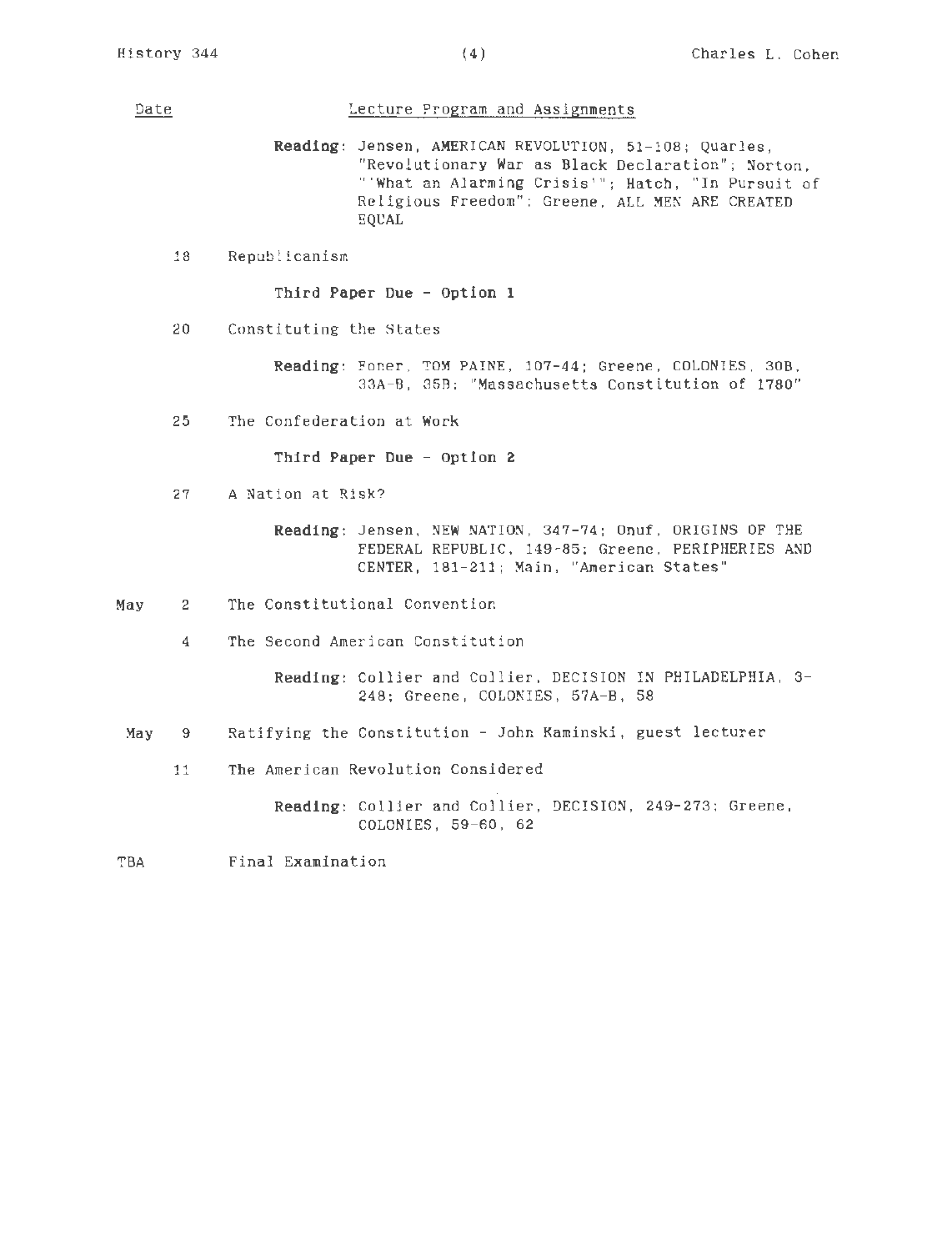| Date | | Lecture Program and Assignments |
|---|---|---|
| | | **Reading**: Jensen, AMERICAN REVOLUTION, 51-108; Quarles, "Revolutionary War as Black Declaration"; Norton, "'What an Alarming Crisis'"; Hatch, "In Pursuit of Religious Freedom"; Greene, ALL MEN ARE CREATED EQUAL |
| | 18 | Republicanism |
| | | **Third Paper Due - Option 1** |
| | 20 | Constituting the States |
| | | **Reading**: Foner, TOM PAINE, 107-44; Greene, COLONIES, 30B, 33A-B, 35B; "Massachusetts Constitution of 1780" |
| | 25 | The Confederation at Work |
| | | **Third Paper Due - Option 2** |
| | 27 | A Nation at Risk? |
| | | **Reading**: Jensen, NEW NATION, 347-74; Onuf, ORIGINS OF THE FEDERAL REPUBLIC, 149-85; Greene, PERIPHERIES AND CENTER, 181-211; Main, "American States" |
| May | 2 | The Constitutional Convention |
| | 4 | The Second American Constitution |
| | | **Reading**: Collier and Collier, DECISION IN PHILADELPHIA, 3-248; Greene, COLONIES, 57A-B, 58 |
| May | 9 | Ratifying the Constitution - John Kaminski, guest lecturer |
| | 11 | The American Revolution Considered |
| | | **Reading**: Collier and Collier, DECISION, 249-273; Greene, COLONIES, 59-60, 62 |
| TBA | | Final Examination |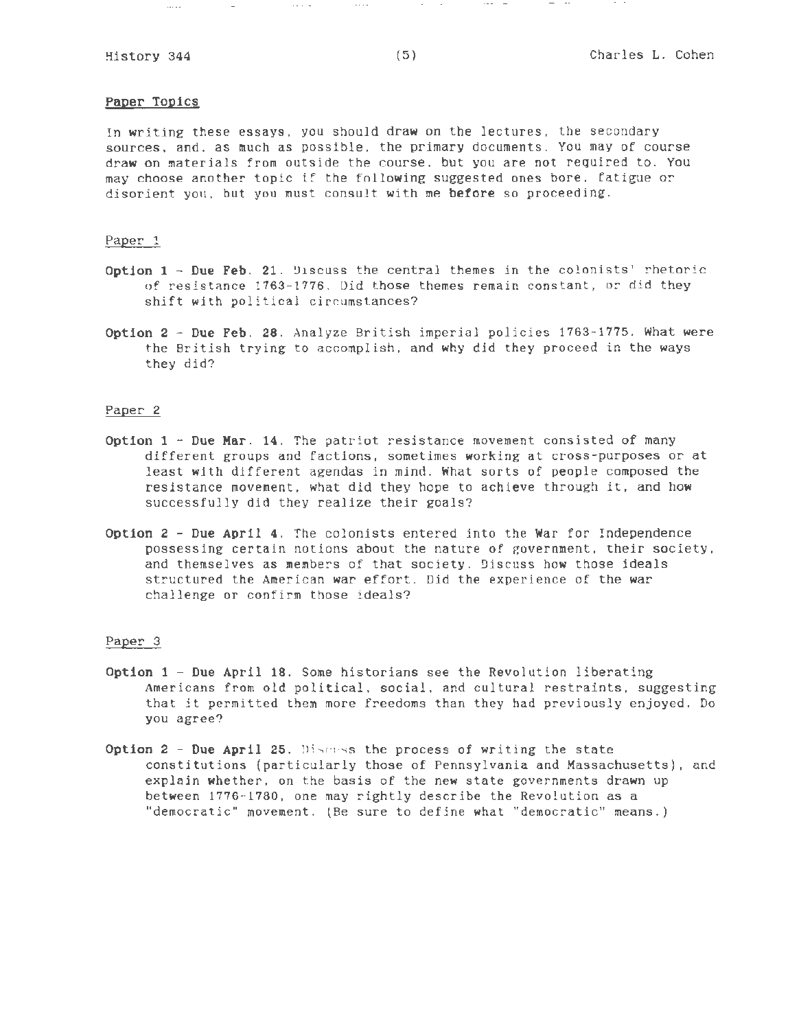## Paper Topics

In writing these essays, you should draw on the lectures, the secondary sources, and, as much as possible, the primary documents. You may of course draw on materials from outside the course, but you are not required to. You may choose another topic if the following suggested ones bore, fatigue or disorient you, but you must consult with me **before** so proceeding.

### Paper 1

**Option 1 - Due Feb. 21.** Discuss the central themes in the colonists' rhetoric of resistance 1763-1776. Did those themes remain constant, or did they shift with political circumstances?

**Option 2 - Due Feb. 28.** Analyze British imperial policies 1763-1775. What were the British trying to accomplish, and why did they proceed in the ways they did?

### Paper 2

**Option 1 - Due Mar. 14.** The patriot resistance movement consisted of many different groups and factions, sometimes working at cross-purposes or at least with different agendas in mind. What sorts of people composed the resistance movement, what did they hope to achieve through it, and how successfully did they realize their goals?

**Option 2 - Due April 4.** The colonists entered into the War for Independence possessing certain notions about the nature of government, their society, and themselves as members of that society. Discuss how those ideals structured the American war effort. Did the experience of the war challenge or confirm those ideals?

### Paper 3

**Option 1 - Due April 18.** Some historians see the Revolution liberating Americans from old political, social, and cultural restraints, suggesting that it permitted them more freedoms than they had previously enjoyed. Do you agree?

**Option 2 - Due April 25.** Discuss the process of writing the state constitutions (particularly those of Pennsylvania and Massachusetts), and explain whether, on the basis of the new state governments drawn up between 1776-1780, one may rightly describe the Revolution as a "democratic" movement. (Be sure to define what "democratic" means.)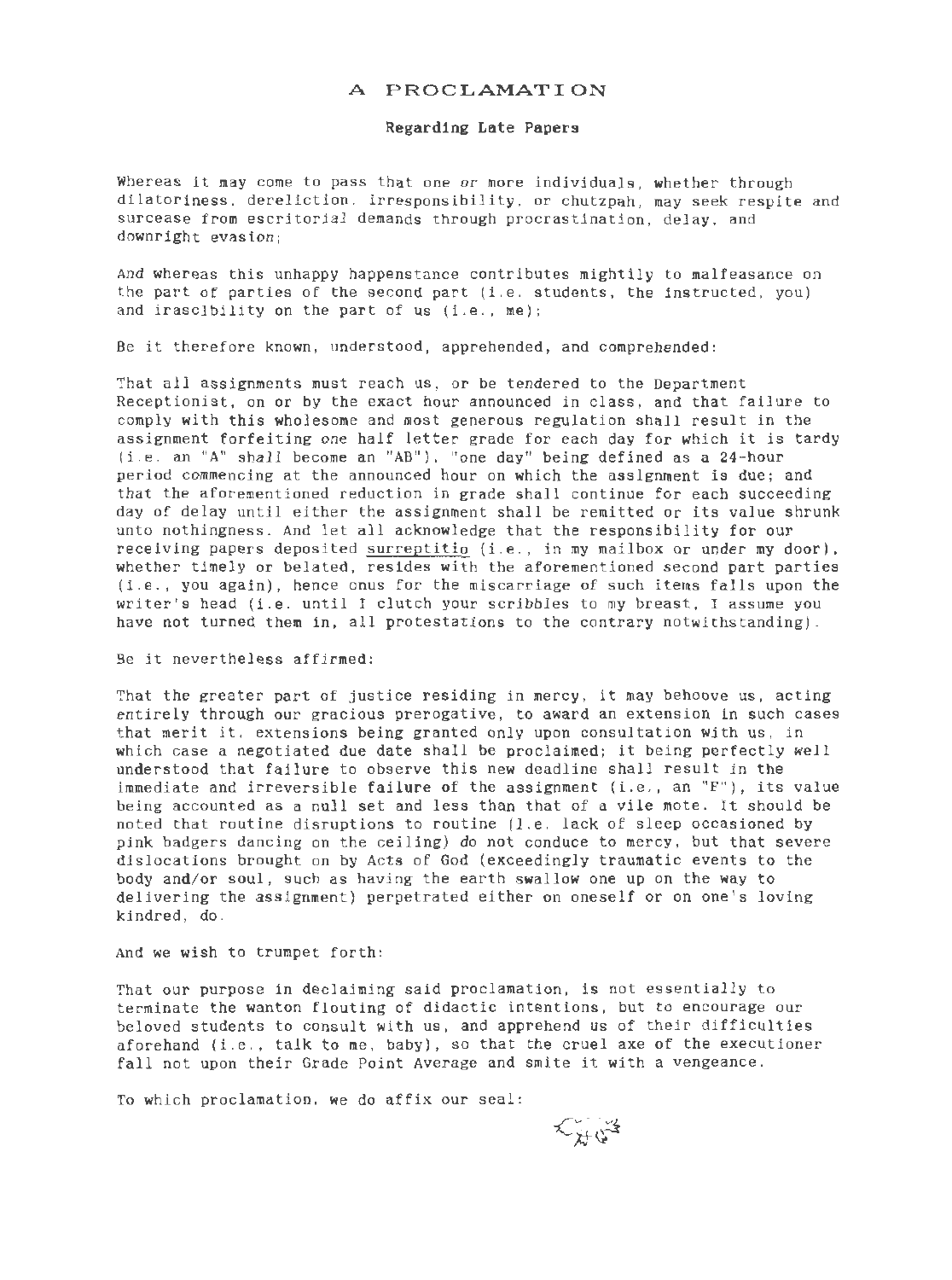# A PROCLAMATION

## Regarding Late Papers

Whereas it may come to pass that one or more individuals, whether through dilatoriness, dereliction, irresponsibility, or chutzpah, may seek respite and surcease from escritorial demands through procrastination, delay, and downright evasion;

And whereas this unhappy happenstance contributes mightily to malfeasance on the part of parties of the second part (i.e. students, the instructed, you) and irascibility on the part of us (i.e., me);

Be it therefore known, understood, apprehended, and comprehended:

That all assignments must reach us, or be tendered to the Department Receptionist, on or by the exact hour announced in class, and that failure to comply with this wholesome and most generous regulation shall result in the assignment forfeiting one half letter grade for each day for which it is tardy (i.e. an "A" shall become an "AB"), "one day" being defined as a 24-hour period commencing at the announced hour on which the assignment is due; and that the aforementioned reduction in grade shall continue for each succeeding day of delay until either the assignment shall be remitted or its value shrunk unto nothingness. And let all acknowledge that the responsibility for our receiving papers deposited surreptitio (i.e., in my mailbox or under my door), whether timely or belated, resides with the aforementioned second part parties (i.e., you again), hence onus for the miscarriage of such items falls upon the writer's head (i.e. until I clutch your scribbles to my breast, I assume you have not turned them in, all protestations to the contrary notwithstanding).

Be it nevertheless affirmed:

That the greater part of justice residing in mercy, it may behoove us, acting entirely through our gracious prerogative, to award an extension in such cases that merit it, extensions being granted only upon consultation with us, in which case a negotiated due date shall be proclaimed; it being perfectly well understood that failure to observe this new deadline shall result in the immediate and irreversible failure of the assignment (i.e., an "F"), its value being accounted as a null set and less than that of a vile mote. It should be noted that routine disruptions to routine (i.e. lack of sleep occasioned by pink badgers dancing on the ceiling) do not conduce to mercy, but that severe dislocations brought on by Acts of God (exceedingly traumatic events to the body and/or soul, such as having the earth swallow one up on the way to delivering the assignment) perpetrated either on oneself or on one's loving kindred, do.

And we wish to trumpet forth:

That our purpose in declaiming said proclamation, is not essentially to terminate the wanton flouting of didactic intentions, but to encourage our beloved students to consult with us, and apprehend us of their difficulties aforehand (i.e., talk to me, baby), so that the cruel axe of the executioner fall not upon their Grade Point Average and smite it with a vengeance.

To which proclamation, we do affix our seal: